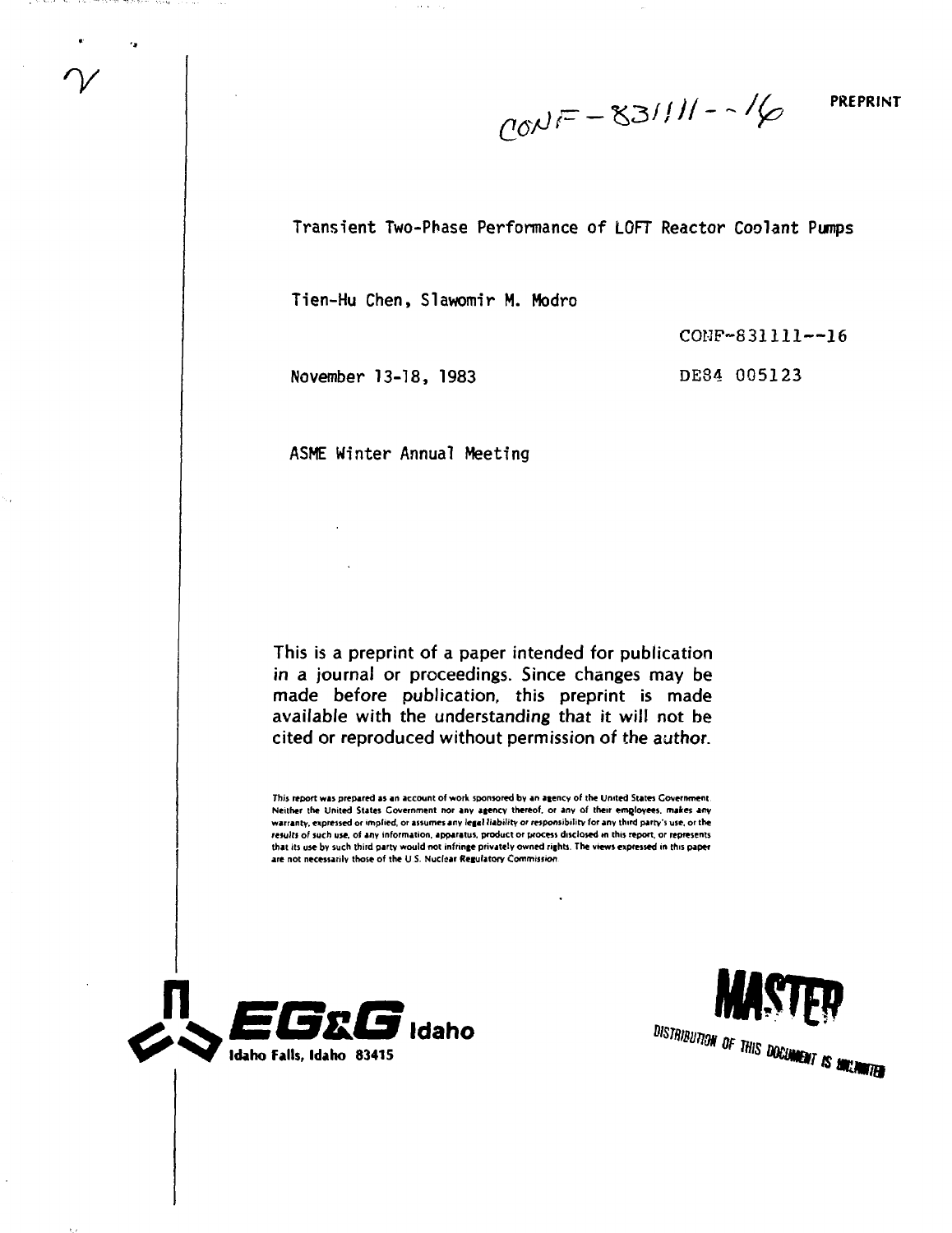CONF-831111--16

PREPRINT

Transient Two-Phase Performance of LOFT Reactor Coolant Pumps

Tien-Hu Chen, Slawomir M. Modro

CONF-831111--16

November 13-18, 1983

DE84 005123

ASME Winter Annual Meeting

This is a preprint of a paper intended for publication in a journal or proceedings. Since changes may be made before publication, this preprint is made available with the understanding that it will not be cited or reproduced without permission of the author.

This report was prepared as an account of work sponsored by an agency of the United States Government. Neither the United States Government nor any agency thereof, or any of their employees, makes any warranty, expressed or implied, or assumes any legal liability or responsibility for any third party's use, or the results of such use, of any information, apparatus, product or process disclosed in this report, or represents that its use by such third party would not infringe privately owned rights. The views expressed in this paper are not necessarily those of the U.S. Nuclear Regulatory Commission.

**EG&G Idaho**
Idaho Falls, Idaho 83415

MASTER

DISTRIBUTION OF THIS DOCUMENT IS UNLIMITED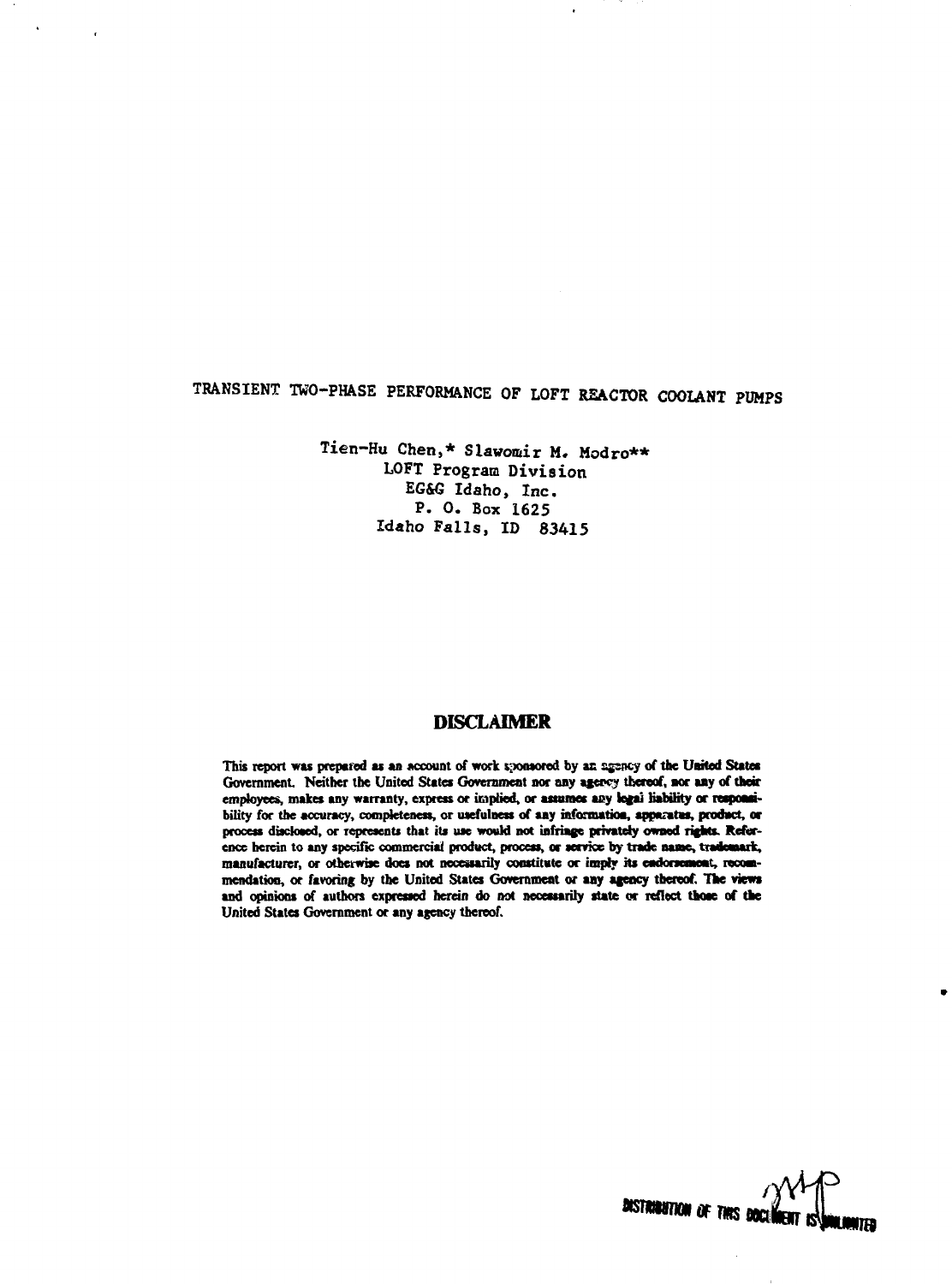TRANSIENT TWO-PHASE PERFORMANCE OF LOFT REACTOR COOLANT PUMPS

Tien-Hu Chen,* Slawomir M. Modro**
LOFT Program Division
EG&G Idaho, Inc.
P. O. Box 1625
Idaho Falls, ID 83415

## DISCLAIMER

**This report was prepared as an account of work sponsored by an agency of the United States Government. Neither the United States Government nor any agency thereof, nor any of their employees, makes any warranty, express or implied, or assumes any legal liability or responsibility for the accuracy, completeness, or usefulness of any information, apparatus, product, or process disclosed, or represents that its use would not infringe privately owned rights. Reference herein to any specific commercial product, process, or service by trade name, trademark, manufacturer, or otherwise does not necessarily constitute or imply its endorsement, recommendation, or favoring by the United States Government or any agency thereof. The views and opinions of authors expressed herein do not necessarily state or reflect those of the United States Government or any agency thereof.**

DISTRIBUTION OF THIS DOCUMENT IS UNLIMITED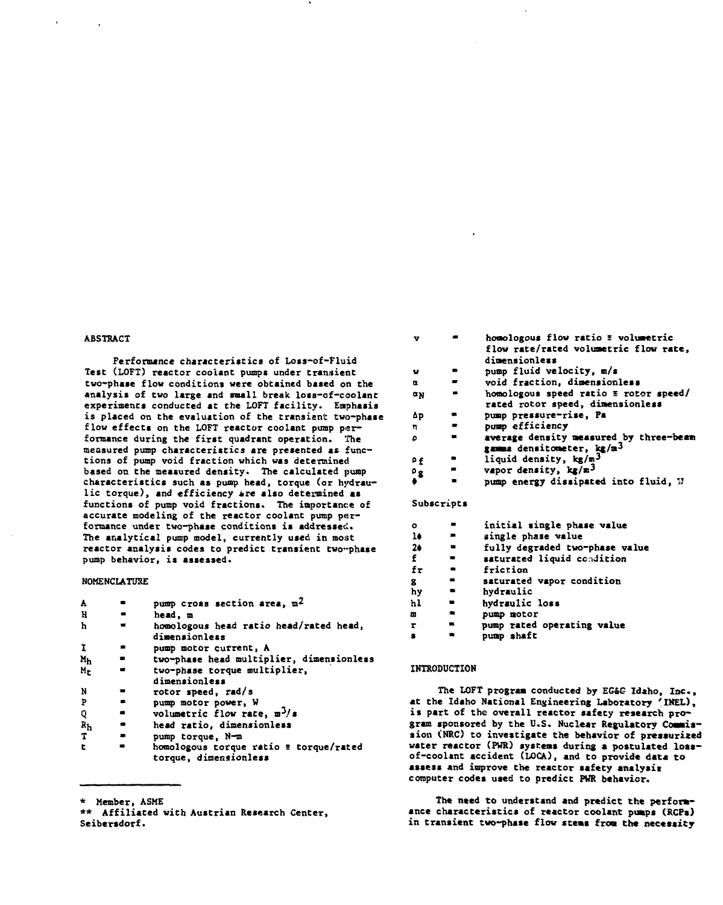## ABSTRACT

Performance characteristics of Loss-of-Fluid Test (LOFT) reactor coolant pumps under transient two-phase flow conditions were obtained based on the analysis of two large and small break loss-of-coolant experiments conducted at the LOFT facility. Emphasis is placed on the evaluation of the transient two-phase flow effects on the LOFT reactor coolant pump performance during the first quadrant operation. The measured pump characteristics are presented as functions of pump void fraction which was determined based on the measured density. The calculated pump characteristics such as pump head, torque (or hydraulic torque), and efficiency are also determined as functions of pump void fractions. The importance of accurate modeling of the reactor coolant pump performance under two-phase conditions is addressed. The analytical pump model, currently used in most reactor analysis codes to predict transient two-phase pump behavior, is assessed.

## NOMENCLATURE

| | | |
|---|---|---|
| $A$ | = | pump cross section area, $m^2$ |
| $H$ | = | head, m |
| $h$ | = | homologous head ratio head/rated head, dimensionless |
| $I$ | = | pump motor current, A |
| $M_h$ | = | two-phase head multiplier, dimensionless |
| $M_t$ | = | two-phase torque multiplier, dimensionless |
| $N$ | = | rotor speed, rad/s |
| $P$ | = | pump motor power, W |
| $Q$ | = | volumetric flow rate, $m^3/s$ |
| $R_h$ | = | head ratio, dimensionless |
| $T$ | = | pump torque, N-m |
| $t$ | = | homologous torque ratio ≡ torque/rated torque, dimensionless |
| $v$ | = | homologous flow ratio ≡ volumetric flow rate/rated volumetric flow rate, dimensionless |
| $w$ | = | pump fluid velocity, m/s |
| $\alpha$ | = | void fraction, dimensionless |
| $\alpha_N$ | = | homologous speed ratio ≡ rotor speed/rated rotor speed, dimensionless |
| $\Delta p$ | = | pump pressure-rise, Pa |
| $\eta$ | = | pump efficiency |
| $\rho$ | = | average density measured by three-beam gamma densitometer, $kg/m^3$ |
| $\rho_f$ | = | liquid density, $kg/m^3$ |
| $\rho_g$ | = | vapor density, $kg/m^3$ |
| $\phi$ | = | pump energy dissipated into fluid, W |

Subscripts

| | | |
|---|---|---|
| o | = | initial single phase value |
| $1\phi$ | = | single phase value |
| $2\phi$ | = | fully degraded two-phase value |
| f | = | saturated liquid condition |
| fr | = | friction |
| g | = | saturated vapor condition |
| hy | = | hydraulic |
| hl | = | hydraulic loss |
| m | = | pump motor |
| r | = | pump rated operating value |
| s | = | pump shaft |

\* Member, ASME

\*\* Affiliated with Austrian Research Center, Seibersdorf.

## INTRODUCTION

The LOFT program conducted by EG&G Idaho, Inc., at the Idaho National Engineering Laboratory (INEL), is part of the overall reactor safety research program sponsored by the U.S. Nuclear Regulatory Commission (NRC) to investigate the behavior of pressurized water reactor (PWR) systems during a postulated loss-of-coolant accident (LOCA), and to provide data to assess and improve the reactor safety analysis computer codes used to predict PWR behavior.

The need to understand and predict the performance characteristics of reactor coolant pumps (RCPs) in transient two-phase flow stems from the necessity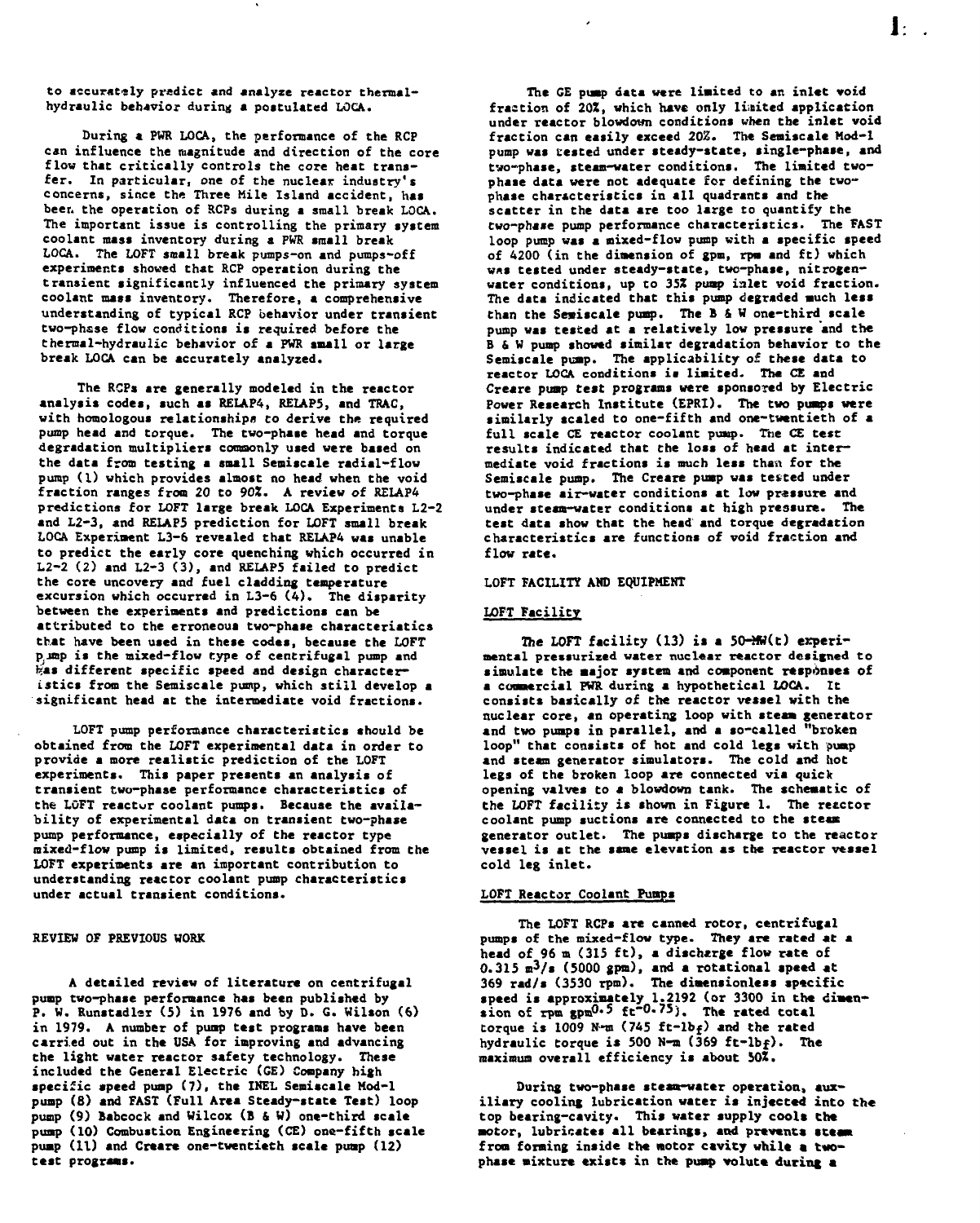to accurately predict and analyze reactor thermal-hydraulic behavior during a postulated LOCA.

During a PWR LOCA, the performance of the RCP can influence the magnitude and direction of the core flow that critically controls the core heat transfer. In particular, one of the nuclear industry's concerns, since the Three Mile Island accident, has been the operation of RCPs during a small break LOCA. The important issue is controlling the primary system coolant mass inventory during a PWR small break LOCA. The LOFT small break pumps-on and pumps-off experiments showed that RCP operation during the transient significantly influenced the primary system coolant mass inventory. Therefore, a comprehensive understanding of typical RCP behavior under transient two-phase flow conditions is required before the thermal-hydraulic behavior of a PWR small or large break LOCA can be accurately analyzed.

The RCPs are generally modeled in the reactor analysis codes, such as RELAP4, RELAP5, and TRAC, with homologous relationships to derive the required pump head and torque. The two-phase head and torque degradation multipliers commonly used were based on the data from testing a small Semiscale radial-flow pump (1) which provides almost no head when the void fraction ranges from 20 to 90%. A review of RELAP4 predictions for LOFT large break LOCA Experiments L2-2 and L2-3, and RELAP5 prediction for LOFT small break LOCA Experiment L3-6 revealed that RELAP4 was unable to predict the early core quenching which occurred in L2-2 (2) and L2-3 (3), and RELAP5 failed to predict the core uncovery and fuel cladding temperature excursion which occurred in L3-6 (4). The disparity between the experiments and predictions can be attributed to the erroneous two-phase characteristics that have been used in these codes, because the LOFT pump is the mixed-flow type of centrifugal pump and has different specific speed and design characteristics from the Semiscale pump, which still develop a significant head at the intermediate void fractions.

LOFT pump performance characteristics should be obtained from the LOFT experimental data in order to provide a more realistic prediction of the LOFT experiments. This paper presents an analysis of transient two-phase performance characteristics of the LOFT reactor coolant pumps. Because the availability of experimental data on transient two-phase pump performance, especially of the reactor type mixed-flow pump is limited, results obtained from the LOFT experiments are an important contribution to understanding reactor coolant pump characteristics under actual transient conditions.

## REVIEW OF PREVIOUS WORK

A detailed review of literature on centrifugal pump two-phase performance has been published by P. W. Runstadler (5) in 1976 and by D. G. Wilson (6) in 1979. A number of pump test programs have been carried out in the USA for improving and advancing the light water reactor safety technology. These included the General Electric (GE) Company high specific speed pump (7), the INEL Semiscale Mod-1 pump (8) and FAST (Full Area Steady-state Test) loop pump (9) Babcock and Wilcox (B & W) one-third scale pump (10) Combustion Engineering (CE) one-fifth scale pump (11) and Creare one-twentieth scale pump (12) test programs.

The GE pump data were limited to an inlet void fraction of 20%, which have only limited application under reactor blowdown conditions when the inlet void fraction can easily exceed 20%. The Semiscale Mod-1 pump was tested under steady-state, single-phase, and two-phase, steam-water conditions. The limited two-phase data were not adequate for defining the two-phase characteristics in all quadrants and the scatter in the data are too large to quantify the two-phase pump performance characteristics. The FAST loop pump was a mixed-flow pump with a specific speed of 4200 (in the dimension of gpm, rpm and ft) which was tested under steady-state, two-phase, nitrogen-water conditions, up to 35% pump inlet void fraction. The data indicated that this pump degraded much less than the Semiscale pump. The B & W one-third scale pump was tested at a relatively low pressure and the B & W pump showed similar degradation behavior to the Semiscale pump. The applicability of these data to reactor LOCA conditions is limited. The CE and Creare pump test programs were sponsored by Electric Power Research Institute (EPRI). The two pumps were similarly scaled to one-fifth and one-twentieth of a full scale CE reactor coolant pump. The CE test results indicated that the loss of head at intermediate void fractions is much less than for the Semiscale pump. The Creare pump was tested under two-phase air-water conditions at low pressure and under steam-water conditions at high pressure. The test data show that the head and torque degradation characteristics are functions of void fraction and flow rate.

## LOFT FACILITY AND EQUIPMENT

### LOFT Facility

The LOFT facility (13) is a 50-MW(t) experimental pressurized water nuclear reactor designed to simulate the major system and component responses of a commercial PWR during a hypothetical LOCA. It consists basically of the reactor vessel with the nuclear core, an operating loop with steam generator and two pumps in parallel, and a so-called "broken loop" that consists of hot and cold legs with pump and steam generator simulators. The cold and hot legs of the broken loop are connected via quick opening valves to a blowdown tank. The schematic of the LOFT facility is shown in Figure 1. The reactor coolant pump suctions are connected to the steam generator outlet. The pumps discharge to the reactor vessel is at the same elevation as the reactor vessel cold leg inlet.

### LOFT Reactor Coolant Pumps

The LOFT RCPs are canned rotor, centrifugal pumps of the mixed-flow type. They are rated at a head of 96 m (315 ft), a discharge flow rate of 0.315 $m^3/s$ (5000 gpm), and a rotational speed at 369 rad/s (3530 rpm). The dimensionless specific speed is approximately 1.2192 (or 3300 in the dimension of rpm $gpm^{0.5}$ $ft^{-0.75}$). The rated total torque is 1009 N-m (745 ft-$lb_f$) and the rated hydraulic torque is 500 N-m (369 ft-$lb_f$). The maximum overall efficiency is about 50%.

During two-phase steam-water operation, auxiliary cooling lubrication water is injected into the top bearing-cavity. This water supply cools the motor, lubricates all bearings, and prevents steam from forming inside the motor cavity while a two-phase mixture exists in the pump volute during a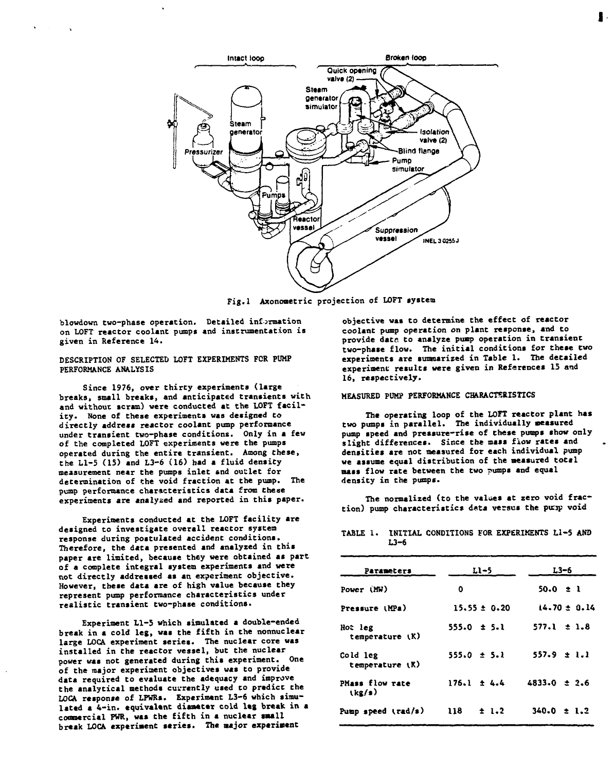Fig.1 Axonometric projection of LOFT system

blowdown two-phase operation. Detailed information on LOFT reactor coolant pumps and instrumentation is given in Reference 14.

## DESCRIPTION OF SELECTED LOFT EXPERIMENTS FOR PUMP PERFORMANCE ANALYSIS

Since 1976, over thirty experiments (large breaks, small breaks, and anticipated transients with and without scram) were conducted at the LOFT facility. None of these experiments was designed to directly address reactor coolant pump performance under transient two-phase conditions. Only in a few of the completed LOFT experiments were the pumps operated during the entire transient. Among these, the L1-5 (15) and L3-6 (16) had a fluid density measurement near the pumps inlet and outlet for determination of the void fraction at the pump. The pump performance characteristics data from these experiments are analyzed and reported in this paper.

Experiments conducted at the LOFT facility are designed to investigate overall reactor system response during postulated accident conditions. Therefore, the data presented and analyzed in this paper are limited, because they were obtained as part of a complete integral system experiments and were not directly addressed as an experiment objective. However, these data are of high value because they represent pump performance characteristics under realistic transient two-phase conditions.

Experiment L1-5 which simulated a double-ended break in a cold leg, was the fifth in the nonnuclear large LOCA experiment series. The nuclear core was installed in the reactor vessel, but the nuclear power was not generated during this experiment. One of the major experiment objectives was to provide data required to evaluate the adequacy and improve the analytical methods currently used to predict the LOCA response of LPWRs. Experiment L3-6 which simulated a 4-in. equivalent diameter cold leg break in a commercial PWR, was the fifth in a nuclear small break LOCA experiment series. The major experiment objective was to determine the effect of reactor coolant pump operation on plant response, and to provide data to analyze pump operation in transient two-phase flow. The initial conditions for these two experiments are summarized in Table 1. The detailed experiment results were given in References 15 and 16, respectively.

## MEASURED PUMP PERFORMANCE CHARACTERISTICS

The operating loop of the LOFT reactor plant has two pumps in parallel. The individually measured pump speed and pressure-rise of these pumps show only slight differences. Since the mass flow rates and densities are not measured for each individual pump we assume equal distribution of the measured total mass flow rate between the two pumps and equal density in the pumps.

The normalized (to the values at zero void fraction) pump characteristics data versus the pump void

TABLE 1. INITIAL CONDITIONS FOR EXPERIMENTS L1-5 AND L3-6

| Parameters | L1-5 | L3-6 |
|---|---|---|
| Power (MW) | 0 | 50.0 ± 1 |
| Pressure (MPa) | 15.55 ± 0.20 | 14.70 ± 0.14 |
| Hot leg temperature (K) | 555.0 ± 5.1 | 577.1 ± 1.8 |
| Cold leg temperature (K) | 555.0 ± 5.1 | 557.9 ± 1.1 |
| PMass flow rate (kg/s) | 176.1 ± 4.4 | 4833.0 ± 2.6 |
| Pump speed (rad/s) | 118 ± 1.2 | 340.0 ± 1.2 |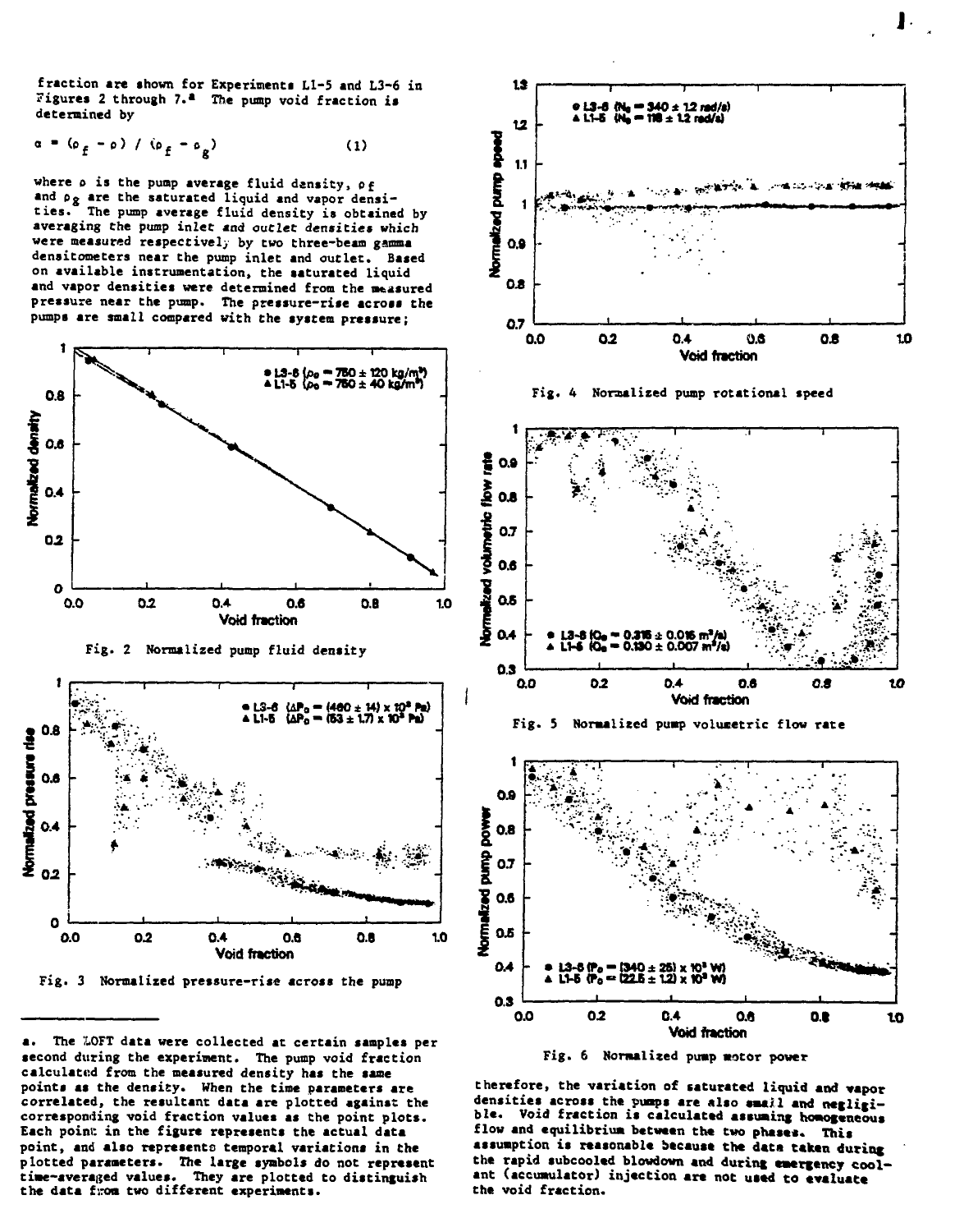fraction are shown for Experiments L1-5 and L3-6 in Figures 2 through 7.[a] The pump void fraction is determined by

$$\alpha = (\rho_f - \rho) / (\rho_f - \rho_g) \tag{1}$$

where $\rho$ is the pump average fluid density, $\rho_f$ and $\rho_g$ are the saturated liquid and vapor densities. The pump average fluid density is obtained by averaging the pump inlet and outlet densities which were measured respectively by two three-beam gamma densitometers near the pump inlet and outlet. Based on available instrumentation, the saturated liquid and vapor densities were determined from the measured pressure near the pump. The pressure-rise across the pumps are small compared with the system pressure; therefore, the variation of saturated liquid and vapor densities across the pumps are also small and negligible. Void fraction is calculated assuming homogeneous flow and equilibrium between the two phases. This assumption is reasonable because the data taken during the rapid subcooled blowdown and during emergency coolant (accumulator) injection are not used to evaluate the void fraction.

Fig. 2 Normalized pump fluid density

Fig. 3 Normalized pressure-rise across the pump

Fig. 4 Normalized pump rotational speed

Fig. 5 Normalized pump volumetric flow rate

Fig. 6 Normalized pump motor power

---

a. The LOFT data were collected at certain samples per second during the experiment. The pump void fraction calculated from the measured density has the same points as the density. When the time parameters are correlated, the resultant data are plotted against the corresponding void fraction values as the point plots. Each point in the figure represents the actual data point, and also represents temporal variations in the plotted parameters. The large symbols do not represent time-averaged values. They are plotted to distinguish the data from two different experiments.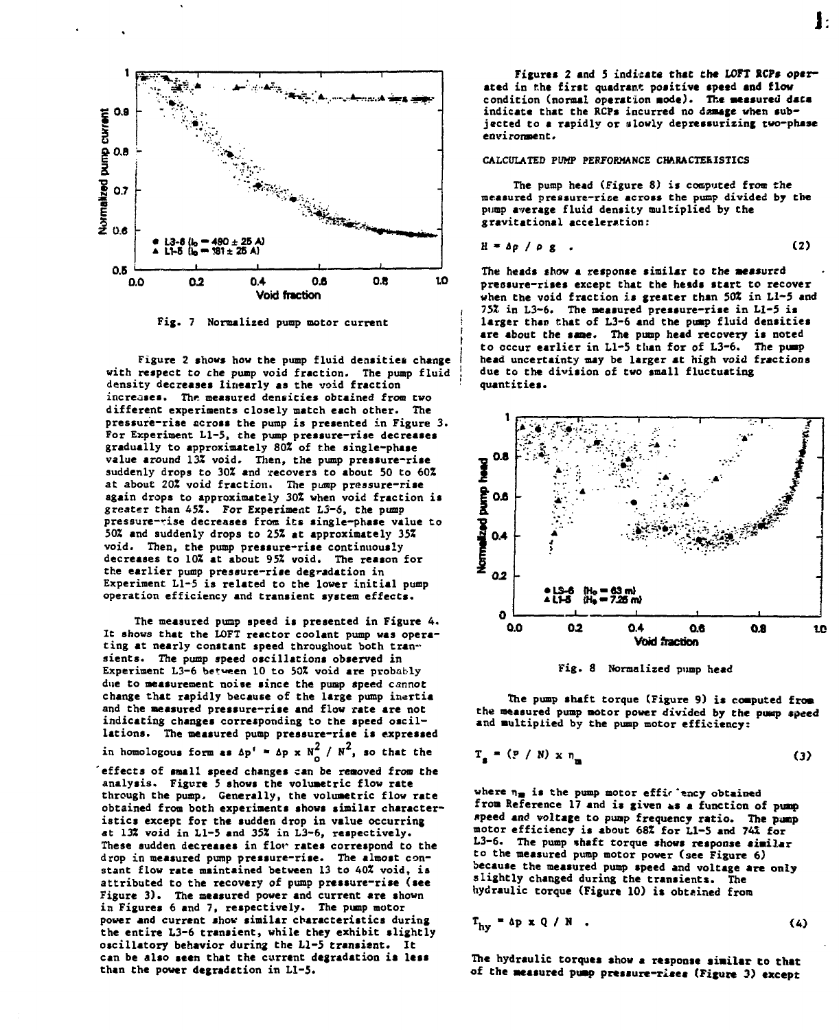Fig. 7 Normalized pump motor current

Figure 2 shows how the pump fluid densities change with respect to the pump void fraction. The pump fluid density decreases linearly as the void fraction increases. The measured densities obtained from two different experiments closely match each other. The pressure-rise across the pump is presented in Figure 3. For Experiment L1-5, the pump pressure-rise decreases gradually to approximately 80% of the single-phase value around 13% void. Then, the pump pressure-rise suddenly drops to 30% and recovers to about 50 to 60% at about 20% void fraction. The pump pressure-rise again drops to approximately 30% when void fraction is greater than 45%. For Experiment L3-6, the pump pressure-rise decreases from its single-phase value to 50% and suddenly drops to 25% at approximately 35% void. Then, the pump pressure-rise continuously decreases to 10% at about 95% void. The reason for the earlier pump pressure-rise degradation in Experiment L1-5 is related to the lower initial pump operation efficiency and transient system effects.

The measured pump speed is presented in Figure 4. It shows that the LOFT reactor coolant pump was operating at nearly constant speed throughout both transients. The pump speed oscillations observed in Experiment L3-6 between 10 to 50% void are probably due to measurement noise since the pump speed cannot change that rapidly because of the large pump inertia and the measured pressure-rise and flow rate are not indicating changes corresponding to the speed oscillations. The measured pump pressure-rise is expressed in homologous form as $\Delta p' = \Delta p \times N_o^2 / N^2$, so that the effects of small speed changes can be removed from the analysis. Figure 5 shows the volumetric flow rate through the pump. Generally, the volumetric flow rate obtained from both experiments shows similar characteristics except for the sudden drop in value occurring at 13% void in L1-5 and 35% in L3-6, respectively. These sudden decreases in flow rates correspond to the drop in measured pump pressure-rise. The almost constant flow rate maintained between 13 to 40% void, is attributed to the recovery of pump pressure-rise (see Figure 3). The measured power and current are shown in Figures 6 and 7, respectively. The pump motor power and current show similar characteristics during the entire L3-6 transient, while they exhibit slightly oscillatory behavior during the L1-5 transient. It can be also seen that the current degradation is less than the power degradation in L1-5.

Figures 2 and 5 indicate that the LOFT RCPs operated in the first quadrant positive speed and flow condition (normal operation mode). The measured data indicate that the RCPs incurred no damage when subjected to a rapidly or slowly depressurizing two-phase environment.

## CALCULATED PUMP PERFORMANCE CHARACTERISTICS

The pump head (Figure 8) is computed from the measured pressure-rise across the pump divided by the pump average fluid density multiplied by the gravitational acceleration:

$$H = \Delta p / \rho g \quad . \tag{2}$$

The heads show a response similar to the measured pressure-rises except that the heads start to recover when the void fraction is greater than 50% in L1-5 and 75% in L3-6. The measured pressure-rise in L1-5 is larger than that of L3-6 and the pump fluid densities are about the same. The pump head recovery is noted to occur earlier in L1-5 than for of L3-6. The pump head uncertainty may be larger at high void fractions due to the division of two small fluctuating quantities.

Fig. 8 Normalized pump head

The pump shaft torque (Figure 9) is computed from the measured pump motor power divided by the pump speed and multiplied by the pump motor efficiency:

$$T_s = (P / N) \times \eta_m \tag{3}$$

where $\eta_m$ is the pump motor efficiency obtained from Reference 17 and is given as a function of pump speed and voltage to pump frequency ratio. The pump motor efficiency is about 68% for L1-5 and 74% for L3-6. The pump shaft torque shows response similar to the measured pump motor power (see Figure 6) because the measured pump speed and voltage are only slightly changed during the transients. The hydraulic torque (Figure 10) is obtained from

$$T_{hy} = \Delta p \times Q / N \quad . \tag{4}$$

The hydraulic torques show a response similar to that of the measured pump pressure-rises (Figure 3) except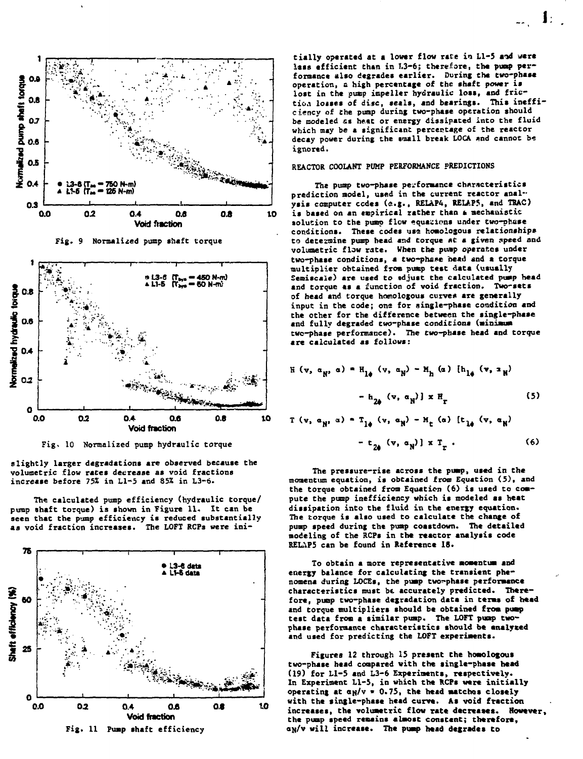Fig. 9 Normalized pump shaft torque

Fig. 10 Normalized pump hydraulic torque

slightly larger degradations are observed because the volumetric flow rates decrease as void fractions increase before 75% in L1-5 and 85% in L3-6.

The calculated pump efficiency (hydraulic torque/pump shaft torque) is shown in Figure 11. It can be seen that the pump efficiency is reduced substantially as void fraction increases. The LOFT RCPs were initially operated at a lower flow rate in L1-5 and were less efficient than in L3-6; therefore, the pump performance also degrades earlier. During the two-phase operation, a high percentage of the shaft power is lost in the pump impeller hydraulic loss, and friction losses of disc, seals, and bearings. This inefficiency of the pump during two-phase operation should be modeled as heat or energy dissipated into the fluid which may be a significant percentage of the reactor decay power during the small break LOCA and cannot be ignored.

Fig. 11 Pump shaft efficiency

## REACTOR COOLANT PUMP PERFORMANCE PREDICTIONS

The pump two-phase performance characteristics prediction model, used in the current reactor analysis computer codes (e.g., RELAP4, RELAP5, and TRAC) is based on an empirical rather than a mechanistic solution to the pump flow equations under two-phase conditions. These codes use homologous relationships to determine pump head and torque at a given speed and volumetric flow rate. When the pump operates under two-phase conditions, a two-phase head and a torque multiplier obtained from pump test data (usually Semiscale) are used to adjust the calculated pump head and torque as a function of void fraction. Two-sets of head and torque homologous curves are generally input in the code; one for single-phase condition and the other for the difference between the single-phase and fully degraded two-phase conditions (minimum two-phase performance). The two-phase head and torque are calculated as follows:

$$H(v, \alpha_N, \alpha) = H_{1\phi}(v, \alpha_N) - M_h(\alpha)\,[h_{1\phi}(v, \alpha_N) - h_{2\phi}(v, \alpha_N)] \times H_r \tag{5}$$

$$T(v, \alpha_N, \alpha) = T_{1\phi}(v, \alpha_N) - M_t(\alpha)\,[t_{1\phi}(v, \alpha_N) - t_{2\phi}(v, \alpha_N)] \times T_r \,. \tag{6}$$

The pressure-rise across the pump, used in the momentum equation, is obtained from Equation (5), and the torque obtained from Equation (6) is used to compute the pump inefficiency which is modeled as heat dissipation into the fluid in the energy equation. The torque is also used to calculate the change of pump speed during the pump coastdown. The detailed modeling of the RCPs in the reactor analysis code RELAP5 can be found in Reference 18.

To obtain a more representative momentum and energy balance for calculating the transient phenomena during LOCEs, the pump two-phase performance characteristics must be accurately predicted. Therefore, pump two-phase degradation data in terms of head and torque multipliers should be obtained from pump test data from a similar pump. The LOFT pump two-phase performance characteristics should be analyzed and used for predicting the LOFT experiments.

Figures 12 through 15 present the homologous two-phase head compared with the single-phase head (19) for L1-5 and L3-6 Experiments, respectively. In Experiment L1-5, in which the RCPs were initially operating at $\alpha_N/v = 0.75$, the head matches closely with the single-phase head curve. As void fraction increases, the volumetric flow rate decreases. However, the pump speed remains almost constant; therefore, $\alpha_N/v$ will increase. The pump head degrades to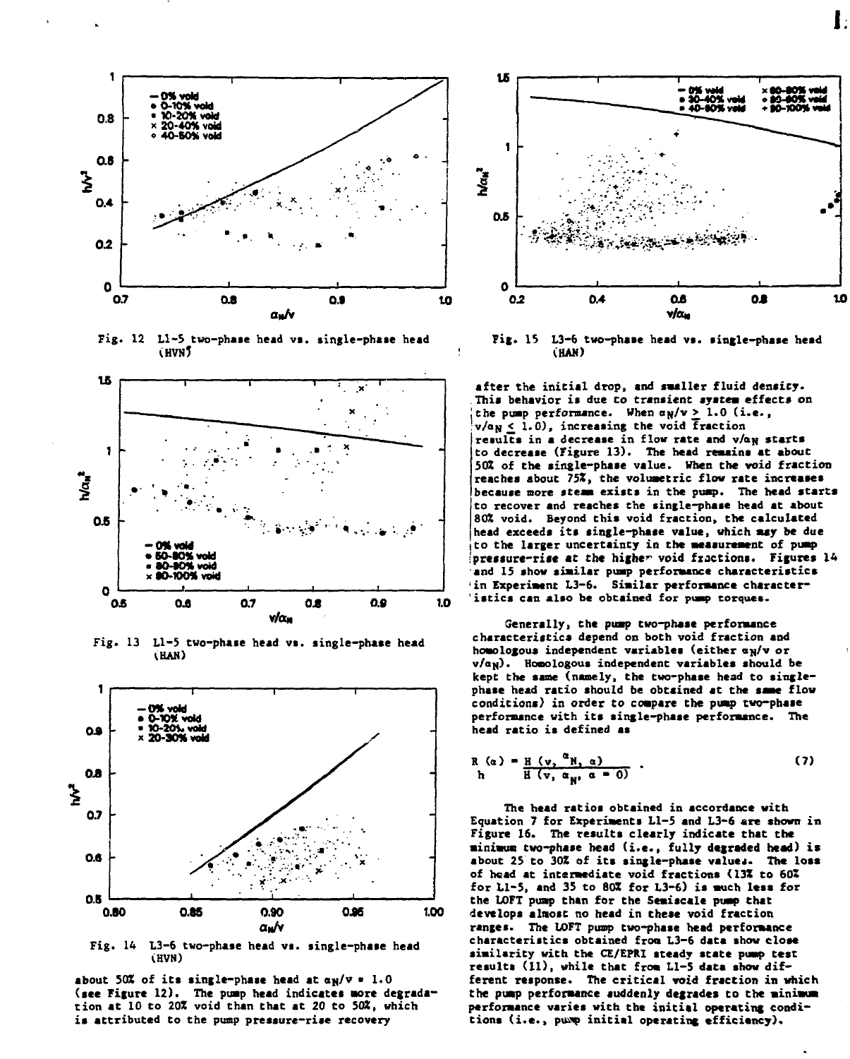Fig. 12 L1-5 two-phase head vs. single-phase head (HVN)

Fig. 13 L1-5 two-phase head vs. single-phase head (HAN)

Fig. 14 L3-6 two-phase head vs. single-phase head (HVN)

about 50% of its single-phase head at $\alpha_N/v = 1.0$ (see Figure 12). The pump head indicates more degradation at 10 to 20% void than that at 20 to 50%, which is attributed to the pump pressure-rise recovery after the initial drop, and smaller fluid density. This behavior is due to transient system effects on the pump performance. When $\alpha_N/v \geq 1.0$ (i.e., $v/\alpha_N \leq 1.0$), increasing the void fraction results in a decrease in flow rate and $v/\alpha_N$ starts to decrease (Figure 13). The head remains at about 50% of the single-phase value. When the void fraction reaches about 75%, the volumetric flow rate increases because more steam exists in the pump. The head starts to recover and reaches the single-phase head at about 80% void. Beyond this void fraction, the calculated head exceeds its single-phase value, which may be due to the larger uncertainty in the measurement of pump pressure-rise at the higher void fractions. Figures 14 and 15 show similar pump performance characteristics in Experiment L3-6. Similar performance characteristics can also be obtained for pump torques.

Fig. 15 L3-6 two-phase head vs. single-phase head (HAN)

Generally, the pump two-phase performance characteristics depend on both void fraction and homologous independent variables (either $\alpha_N/v$ or $v/\alpha_N$). Homologous independent variables should be kept the same (namely, the two-phase head to single-phase head ratio should be obtained at the same flow conditions) in order to compare the pump two-phase performance with its single-phase performance. The head ratio is defined as

$$R_h(\alpha) = \frac{H(v, \alpha_N, \alpha)}{H(v, \alpha_N, \alpha = 0)} \quad . \tag{7}$$

The head ratios obtained in accordance with Equation 7 for Experiments L1-5 and L3-6 are shown in Figure 16. The results clearly indicate that the minimum two-phase head (i.e., fully degraded head) is about 25 to 30% of its single-phase values. The loss of head at intermediate void fractions (13% to 60% for L1-5, and 35 to 80% for L3-6) is much less for the LOFT pump than for the Semiscale pump that develops almost no head in these void fraction ranges. The LOFT pump two-phase head performance characteristics obtained from L3-6 data show close similarity with the CE/EPRI steady state pump test results (11), while that from L1-5 data show different response. The critical void fraction in which the pump performance suddenly degrades to the minimum performance varies with the initial operating conditions (i.e., pump initial operating efficiency).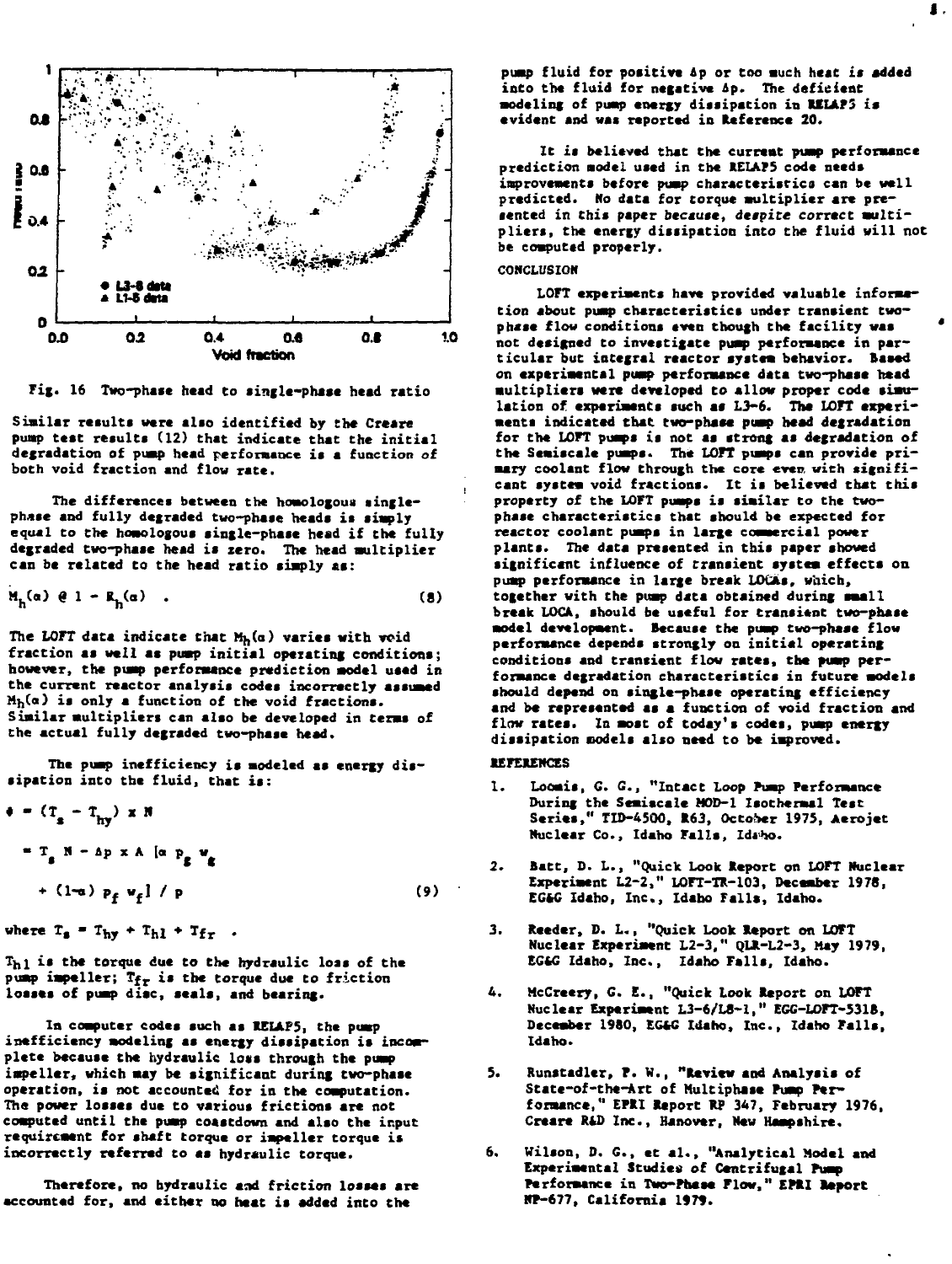Fig. 16 Two-phase head to single-phase head ratio

Similar results were also identified by the Creare pump test results (12) that indicate that the initial degradation of pump head performance is a function of both void fraction and flow rate.

The differences between the homologous single-phase and fully degraded two-phase heads is simply equal to the homologous single-phase head if the fully degraded two-phase head is zero. The head multiplier can be related to the head ratio simply as:

$$M_h(\alpha) @ 1 - R_h(\alpha) \quad . \tag{8}$$

The LOFT data indicate that $M_h(\alpha)$ varies with void fraction as well as pump initial operating conditions; however, the pump performance prediction model used in the current reactor analysis codes incorrectly assumed $M_h(\alpha)$ is only a function of the void fractions. Similar multipliers can also be developed in terms of the actual fully degraded two-phase head.

The pump inefficiency is modeled as energy dissipation into the fluid, that is:

$$\begin{aligned}\phi &= (T_s - T_{hy}) \times N \\ &= T_s N - \Delta p \times A \; [\alpha \, \rho_g \, v_g \\ &\quad + (1-\alpha) \, \rho_f \, v_f] \; / \; \rho\end{aligned} \tag{9}$$

where $T_s = T_{hy} + T_{hl} + T_{fr}$ .

$T_{hl}$ is the torque due to the hydraulic loss of the pump impeller; $T_{fr}$ is the torque due to friction losses of pump disc, seals, and bearing.

In computer codes such as RELAP5, the pump inefficiency modeling as energy dissipation is incomplete because the hydraulic loss through the pump impeller, which may be significant during two-phase operation, is not accounted for in the computation. The power losses due to various frictions are not computed until the pump coastdown and also the input requirement for shaft torque or impeller torque is incorrectly referred to as hydraulic torque.

Therefore, no hydraulic and friction losses are accounted for, and either no heat is added into the pump fluid for positive $\Delta p$ or too much heat is added into the fluid for negative $\Delta p$. The deficient modeling of pump energy dissipation in RELAP5 is evident and was reported in Reference 20.

It is believed that the current pump performance prediction model used in the RELAP5 code needs improvements before pump characteristics can be well predicted. No data for torque multiplier are presented in this paper because, *despite* correct multipliers, the energy dissipation into the fluid will not be computed properly.

## CONCLUSION

LOFT experiments have provided valuable information about pump characteristics under transient two-phase flow conditions even though the facility was not designed to investigate pump performance in particular but integral reactor system behavior. Based on experimental pump performance data two-phase head multipliers were developed to allow proper code simulation of experiments such as L3-6. The LOFT experiments indicated that two-phase pump head degradation for the LOFT pumps is not as strong as degradation of the Semiscale pumps. The LOFT pumps can provide primary coolant flow through the core even with significant system void fractions. It is believed that this property of the LOFT pumps is similar to the two-phase characteristics that should be expected for reactor coolant pumps in large commercial power plants. The data presented in this paper showed significant influence of transient system effects on pump performance in large break LOCAs, which, together with the pump data obtained during small break LOCA, should be useful for transient two-phase model development. Because the pump two-phase flow performance depends strongly on initial operating conditions and transient flow rates, the pump performance degradation characteristics in future models should depend on single-phase operating efficiency and be represented as a function of void fraction and flow rates. In most of today's codes, pump energy dissipation models also need to be improved.

## REFERENCES

1. Loomis, G. G., "Intact Loop Pump Performance During the Semiscale MOD-1 Isothermal Test Series," TID-4500, R63, October 1975, Aerojet Nuclear Co., Idaho Falls, Idaho.

2. Batt, D. L., "Quick Look Report on LOFT Nuclear Experiment L2-2," LOFT-TR-103, December 1978, EG&G Idaho, Inc., Idaho Falls, Idaho.

3. Reeder, D. L., "Quick Look Report on LOFT Nuclear Experiment L2-3," QLR-L2-3, May 1979, EG&G Idaho, Inc., Idaho Falls, Idaho.

4. McCreery, G. E., "Quick Look Report on LOFT Nuclear Experiment L3-6/L8-1," EGG-LOFT-5318, December 1980, EG&G Idaho, Inc., Idaho Falls, Idaho.

5. Runstadler, P. W., "Review and Analysis of State-of-the-Art of Multiphase Pump Performance," EPRI Report RP 347, February 1976, Creare R&D Inc., Hanover, New Hampshire.

6. Wilson, D. G., et al., "Analytical Model and Experimental Studies of Centrifugal Pump Performance in Two-Phase Flow," EPRI Report NP-677, California 1979.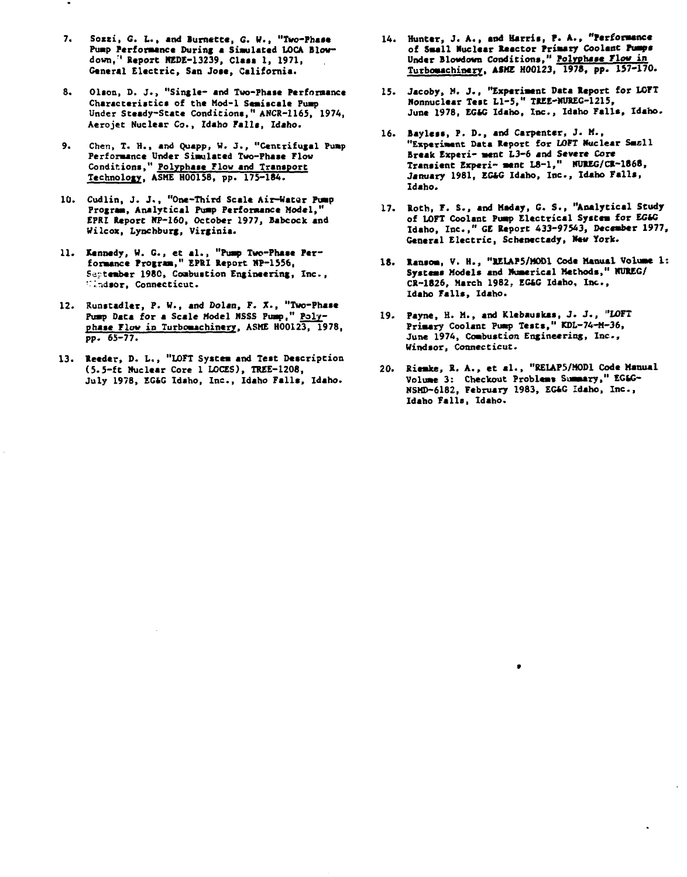7. Sozzi, G. L., and Burnette, G. W., "Two-Phase Pump Performance During a Simulated LOCA Blowdown," Report NEDE-13239, Class 1, 1971, General Electric, San Jose, California.

8. Olson, D. J., "Single- and Two-Phase Performance Characteristics of the Mod-1 Semiscale Pump Under Steady-State Conditions," ANCR-1165, 1974, Aerojet Nuclear Co., Idaho Falls, Idaho.

9. Chen, T. H., and Quapp, W. J., "Centrifugal Pump Performance Under Simulated Two-Phase Flow Conditions," Polyphase Flow and Transport Technology, ASME H00158, pp. 175-184.

10. Cudlin, J. J., "One-Third Scale Air-Water Pump Program, Analytical Pump Performance Model," EPRI Report NP-160, October 1977, Babcock and Wilcox, Lynchburg, Virginia.

11. Kennedy, W. G., et al., "Pump Two-Phase Performance Program," EPRI Report NP-1556, September 1980, Combustion Engineering, Inc., Windsor, Connecticut.

12. Runstadler, P. W., and Dolan, F. X., "Two-Phase Pump Data for a Scale Model NSSS Pump," Polyphase Flow in Turbomachinery, ASME H00123, 1978, pp. 65-77.

13. Reeder, D. L., "LOFT System and Test Description (5.5-ft Nuclear Core 1 LOCES), TREE-1208, July 1978, EG&G Idaho, Inc., Idaho Falls, Idaho.

14. Hunter, J. A., and Harris, P. A., "Performance of Small Nuclear Reactor Primary Coolant Pumps Under Blowdown Conditions," Polyphase Flow in Turbomachinery, ASME H00123, 1978, pp. 157-170.

15. Jacoby, M. J., "Experiment Data Report for LOFT Nonnuclear Test L1-5," TREE-NUREG-1215, June 1978, EG&G Idaho, Inc., Idaho Falls, Idaho.

16. Bayless, P. D., and Carpenter, J. M., "Experiment Data Report for LOFT Nuclear Small Break Experi- ment L3-6 and Severe Core Transient Experi- ment L8-1," NUREG/CR-1868, January 1981, EG&G Idaho, Inc., Idaho Falls, Idaho.

17. Roth, F. S., and Maday, G. S., "Analytical Study of LOFT Coolant Pump Electrical System for EG&G Idaho, Inc.," GE Report 433-97543, December 1977, General Electric, Schenectady, New York.

18. Ransom, V. H., "RELAP5/MOD1 Code Manual Volume 1: Systems Models and Numerical Methods," NUREG/CR-1826, March 1982, EG&G Idaho, Inc., Idaho Falls, Idaho.

19. Payne, H. M., and Klebauskas, J. J., "LOFT Primary Coolant Pump Tests," KDL-74-M-36, June 1974, Combustion Engineering, Inc., Windsor, Connecticut.

20. Riemke, R. A., et al., "RELAP5/MOD1 Code Manual Volume 3: Checkout Problems Summary," EG&G-NSMD-6182, February 1983, EG&G Idaho, Inc., Idaho Falls, Idaho.